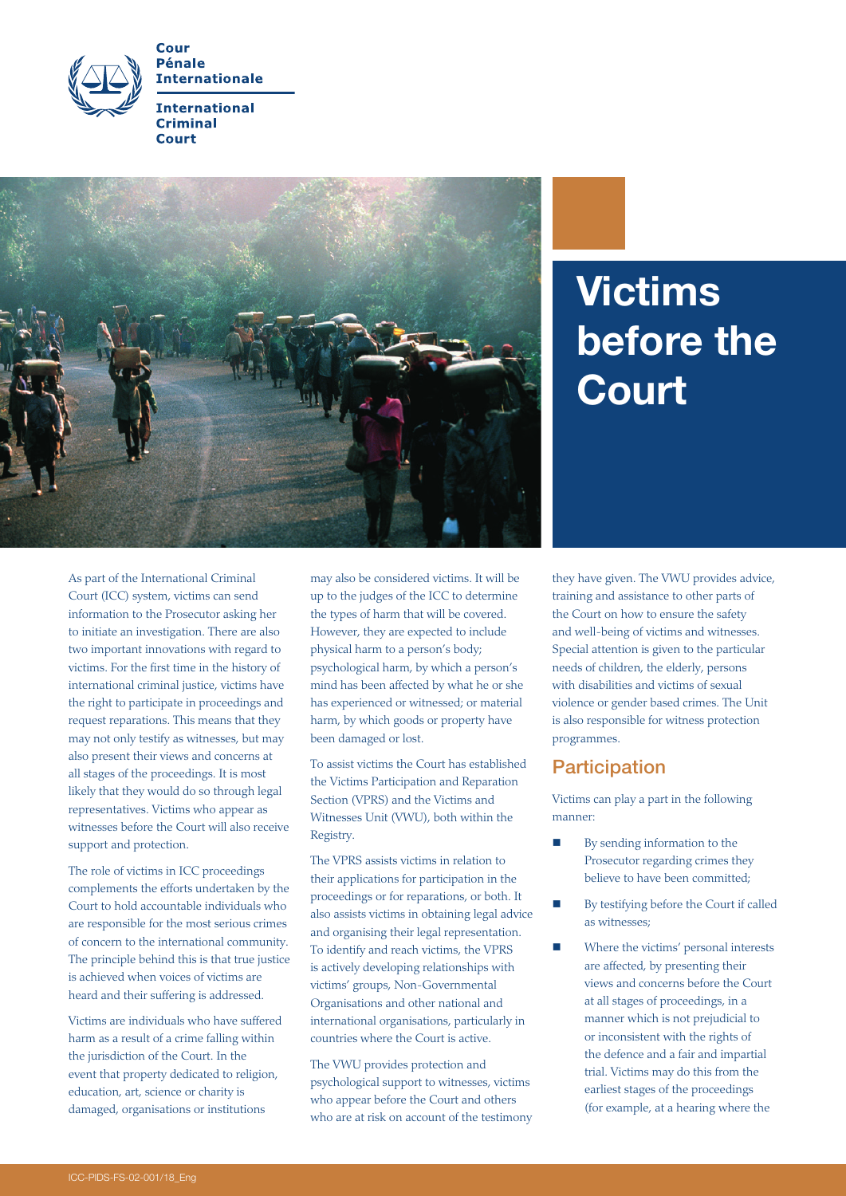Cour
Pénale
Internationale

International
Criminal
Court

# Victims before the Court

As part of the International Criminal Court (ICC) system, victims can send information to the Prosecutor asking her to initiate an investigation. There are also two important innovations with regard to victims. For the first time in the history of international criminal justice, victims have the right to participate in proceedings and request reparations. This means that they may not only testify as witnesses, but may also present their views and concerns at all stages of the proceedings. It is most likely that they would do so through legal representatives. Victims who appear as witnesses before the Court will also receive support and protection.

The role of victims in ICC proceedings complements the efforts undertaken by the Court to hold accountable individuals who are responsible for the most serious crimes of concern to the international community. The principle behind this is that true justice is achieved when voices of victims are heard and their suffering is addressed.

Victims are individuals who have suffered harm as a result of a crime falling within the jurisdiction of the Court. In the event that property dedicated to religion, education, art, science or charity is damaged, organisations or institutions may also be considered victims. It will be up to the judges of the ICC to determine the types of harm that will be covered. However, they are expected to include physical harm to a person's body; psychological harm, by which a person's mind has been affected by what he or she has experienced or witnessed; or material harm, by which goods or property have been damaged or lost.

To assist victims the Court has established the Victims Participation and Reparation Section (VPRS) and the Victims and Witnesses Unit (VWU), both within the Registry.

The VPRS assists victims in relation to their applications for participation in the proceedings or for reparations, or both. It also assists victims in obtaining legal advice and organising their legal representation. To identify and reach victims, the VPRS is actively developing relationships with victims' groups, Non-Governmental Organisations and other national and international organisations, particularly in countries where the Court is active.

The VWU provides protection and psychological support to witnesses, victims who appear before the Court and others who are at risk on account of the testimony they have given. The VWU provides advice, training and assistance to other parts of the Court on how to ensure the safety and well-being of victims and witnesses. Special attention is given to the particular needs of children, the elderly, persons with disabilities and victims of sexual violence or gender based crimes. The Unit is also responsible for witness protection programmes.

## Participation

Victims can play a part in the following manner:

- By sending information to the Prosecutor regarding crimes they believe to have been committed;
- By testifying before the Court if called as witnesses;
- Where the victims' personal interests are affected, by presenting their views and concerns before the Court at all stages of proceedings, in a manner which is not prejudicial to or inconsistent with the rights of the defence and a fair and impartial trial. Victims may do this from the earliest stages of the proceedings (for example, at a hearing where the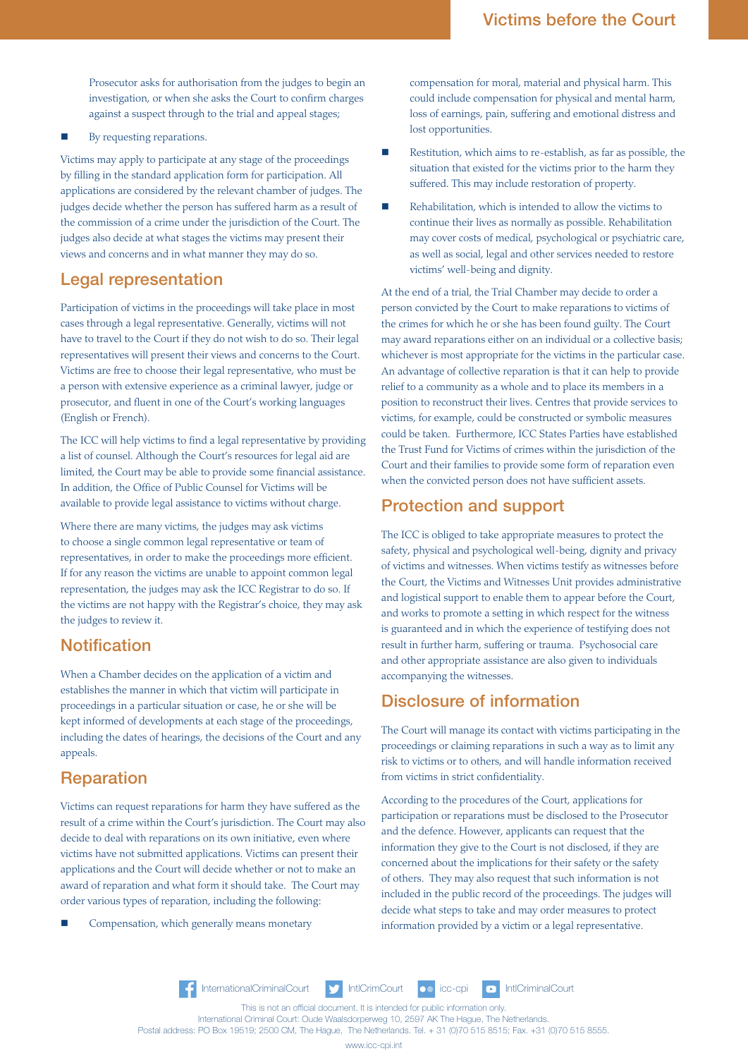Prosecutor asks for authorisation from the judges to begin an investigation, or when she asks the Court to confirm charges against a suspect through to the trial and appeal stages;

- By requesting reparations.

Victims may apply to participate at any stage of the proceedings by filling in the standard application form for participation. All applications are considered by the relevant chamber of judges. The judges decide whether the person has suffered harm as a result of the commission of a crime under the jurisdiction of the Court. The judges also decide at what stages the victims may present their views and concerns and in what manner they may do so.

## Legal representation

Participation of victims in the proceedings will take place in most cases through a legal representative. Generally, victims will not have to travel to the Court if they do not wish to do so. Their legal representatives will present their views and concerns to the Court. Victims are free to choose their legal representative, who must be a person with extensive experience as a criminal lawyer, judge or prosecutor, and fluent in one of the Court's working languages (English or French).

The ICC will help victims to find a legal representative by providing a list of counsel. Although the Court's resources for legal aid are limited, the Court may be able to provide some financial assistance. In addition, the Office of Public Counsel for Victims will be available to provide legal assistance to victims without charge.

Where there are many victims, the judges may ask victims to choose a single common legal representative or team of representatives, in order to make the proceedings more efficient. If for any reason the victims are unable to appoint common legal representation, the judges may ask the ICC Registrar to do so. If the victims are not happy with the Registrar's choice, they may ask the judges to review it.

## Notification

When a Chamber decides on the application of a victim and establishes the manner in which that victim will participate in proceedings in a particular situation or case, he or she will be kept informed of developments at each stage of the proceedings, including the dates of hearings, the decisions of the Court and any appeals.

## Reparation

Victims can request reparations for harm they have suffered as the result of a crime within the Court's jurisdiction. The Court may also decide to deal with reparations on its own initiative, even where victims have not submitted applications. Victims can present their applications and the Court will decide whether or not to make an award of reparation and what form it should take. The Court may order various types of reparation, including the following:

- Compensation, which generally means monetary compensation for moral, material and physical harm. This could include compensation for physical and mental harm, loss of earnings, pain, suffering and emotional distress and lost opportunities.
- Restitution, which aims to re-establish, as far as possible, the situation that existed for the victims prior to the harm they suffered. This may include restoration of property.
- Rehabilitation, which is intended to allow the victims to continue their lives as normally as possible. Rehabilitation may cover costs of medical, psychological or psychiatric care, as well as social, legal and other services needed to restore victims' well-being and dignity.

At the end of a trial, the Trial Chamber may decide to order a person convicted by the Court to make reparations to victims of the crimes for which he or she has been found guilty. The Court may award reparations either on an individual or a collective basis; whichever is most appropriate for the victims in the particular case. An advantage of collective reparation is that it can help to provide relief to a community as a whole and to place its members in a position to reconstruct their lives. Centres that provide services to victims, for example, could be constructed or symbolic measures could be taken. Furthermore, ICC States Parties have established the Trust Fund for Victims of crimes within the jurisdiction of the Court and their families to provide some form of reparation even when the convicted person does not have sufficient assets.

## Protection and support

The ICC is obliged to take appropriate measures to protect the safety, physical and psychological well-being, dignity and privacy of victims and witnesses. When victims testify as witnesses before the Court, the Victims and Witnesses Unit provides administrative and logistical support to enable them to appear before the Court, and works to promote a setting in which respect for the witness is guaranteed and in which the experience of testifying does not result in further harm, suffering or trauma. Psychosocial care and other appropriate assistance are also given to individuals accompanying the witnesses.

## Disclosure of information

The Court will manage its contact with victims participating in the proceedings or claiming reparations in such a way as to limit any risk to victims or to others, and will handle information received from victims in strict confidentiality.

According to the procedures of the Court, applications for participation or reparations must be disclosed to the Prosecutor and the defence. However, applicants can request that the information they give to the Court is not disclosed, if they are concerned about the implications for their safety or the safety of others. They may also request that such information is not included in the public record of the proceedings. The judges will decide what steps to take and may order measures to protect information provided by a victim or a legal representative.

InternationalCriminalCourt IntlCrimCourt icc-cpi IntlCriminalCourt

This is not an official document. It is intended for public information only.
International Criminal Court: Oude Waalsdorperweg 10, 2597 AK The Hague, The Netherlands.
Postal address: PO Box 19519; 2500 CM, The Hague, The Netherlands. Tel. + 31 (0)70 515 8515; Fax. +31 (0)70 515 8555.
www.icc-cpi.int